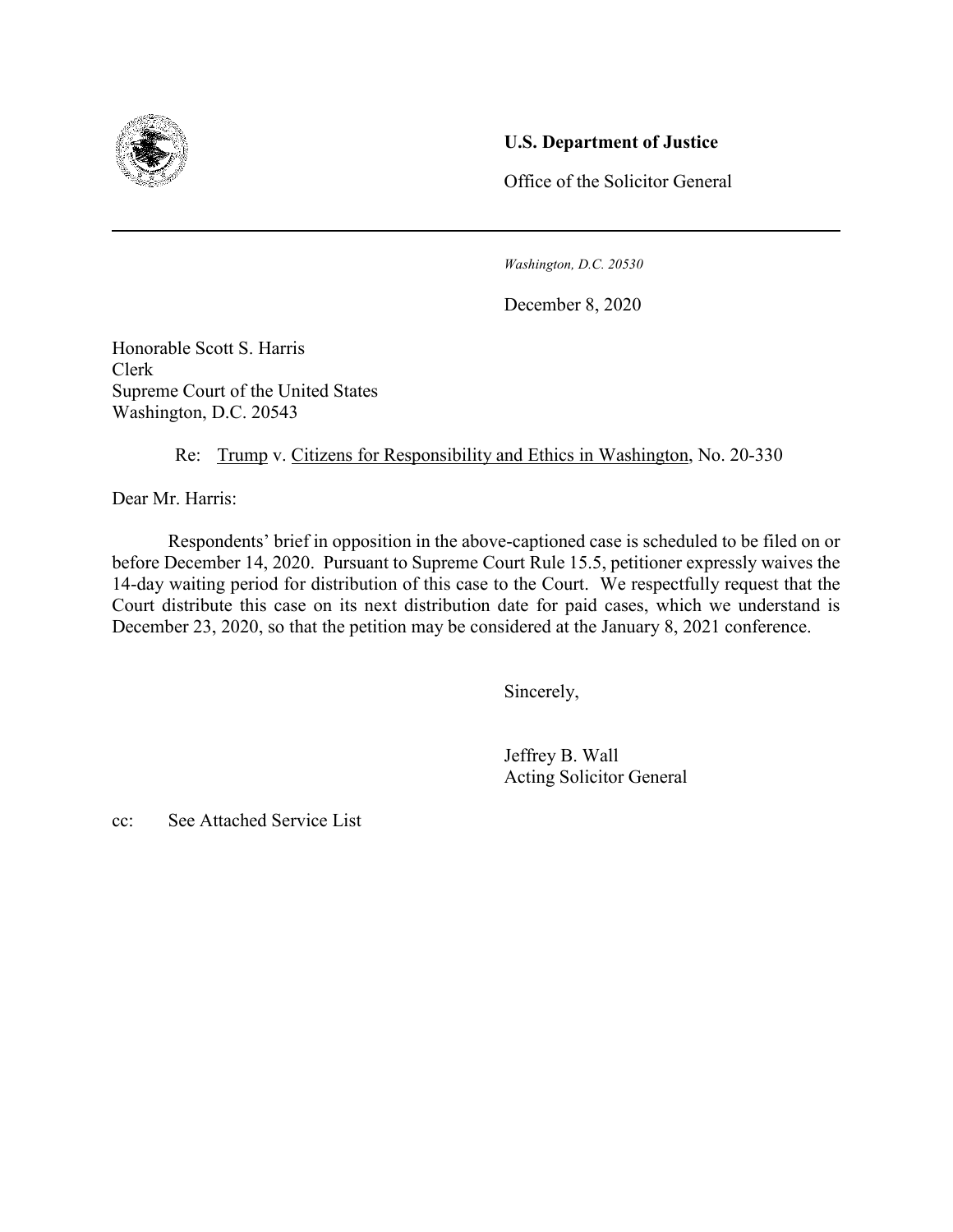**U.S. Department of Justice**

Office of the Solicitor General

---

*Washington, D.C. 20530*

December 8, 2020

Honorable Scott S. Harris
Clerk
Supreme Court of the United States
Washington, D.C. 20543

Re: Trump v. Citizens for Responsibility and Ethics in Washington, No. 20-330

Dear Mr. Harris:

Respondents' brief in opposition in the above-captioned case is scheduled to be filed on or before December 14, 2020. Pursuant to Supreme Court Rule 15.5, petitioner expressly waives the 14-day waiting period for distribution of this case to the Court. We respectfully request that the Court distribute this case on its next distribution date for paid cases, which we understand is December 23, 2020, so that the petition may be considered at the January 8, 2021 conference.

Sincerely,

Jeffrey B. Wall
Acting Solicitor General

cc: See Attached Service List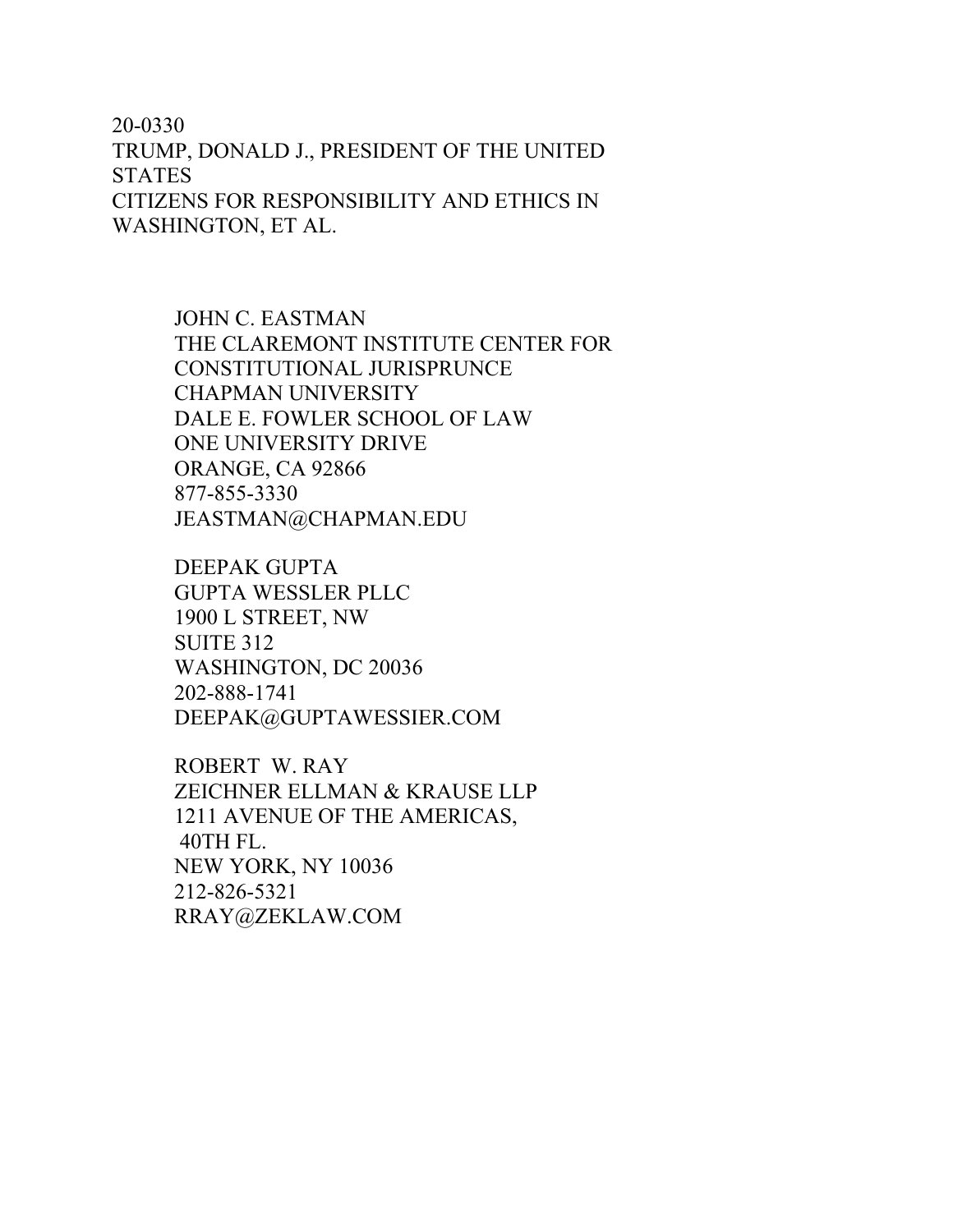20-0330
TRUMP, DONALD J., PRESIDENT OF THE UNITED STATES
CITIZENS FOR RESPONSIBILITY AND ETHICS IN WASHINGTON, ET AL.

JOHN C. EASTMAN
THE CLAREMONT INSTITUTE CENTER FOR CONSTITUTIONAL JURISPRUNCE
CHAPMAN UNIVERSITY
DALE E. FOWLER SCHOOL OF LAW
ONE UNIVERSITY DRIVE
ORANGE, CA 92866
877-855-3330
JEASTMAN@CHAPMAN.EDU

DEEPAK GUPTA
GUPTA WESSLER PLLC
1900 L STREET, NW
SUITE 312
WASHINGTON, DC 20036
202-888-1741
DEEPAK@GUPTAWESSIER.COM

ROBERT W. RAY
ZEICHNER ELLMAN & KRAUSE LLP
1211 AVENUE OF THE AMERICAS,
40TH FL.
NEW YORK, NY 10036
212-826-5321
RRAY@ZEKLAW.COM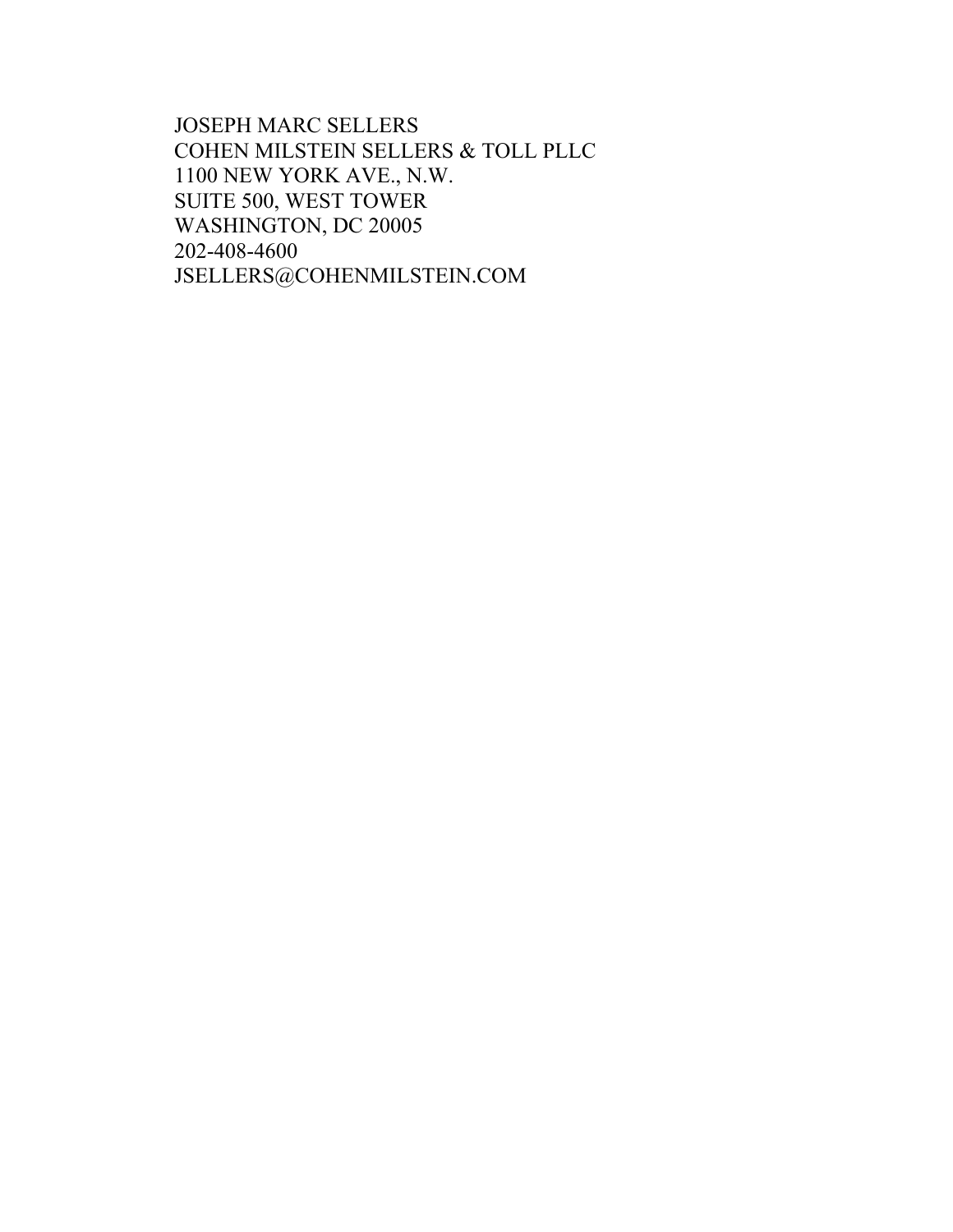JOSEPH MARC SELLERS
COHEN MILSTEIN SELLERS & TOLL PLLC
1100 NEW YORK AVE., N.W.
SUITE 500, WEST TOWER
WASHINGTON, DC 20005
202-408-4600
JSELLERS@COHENMILSTEIN.COM